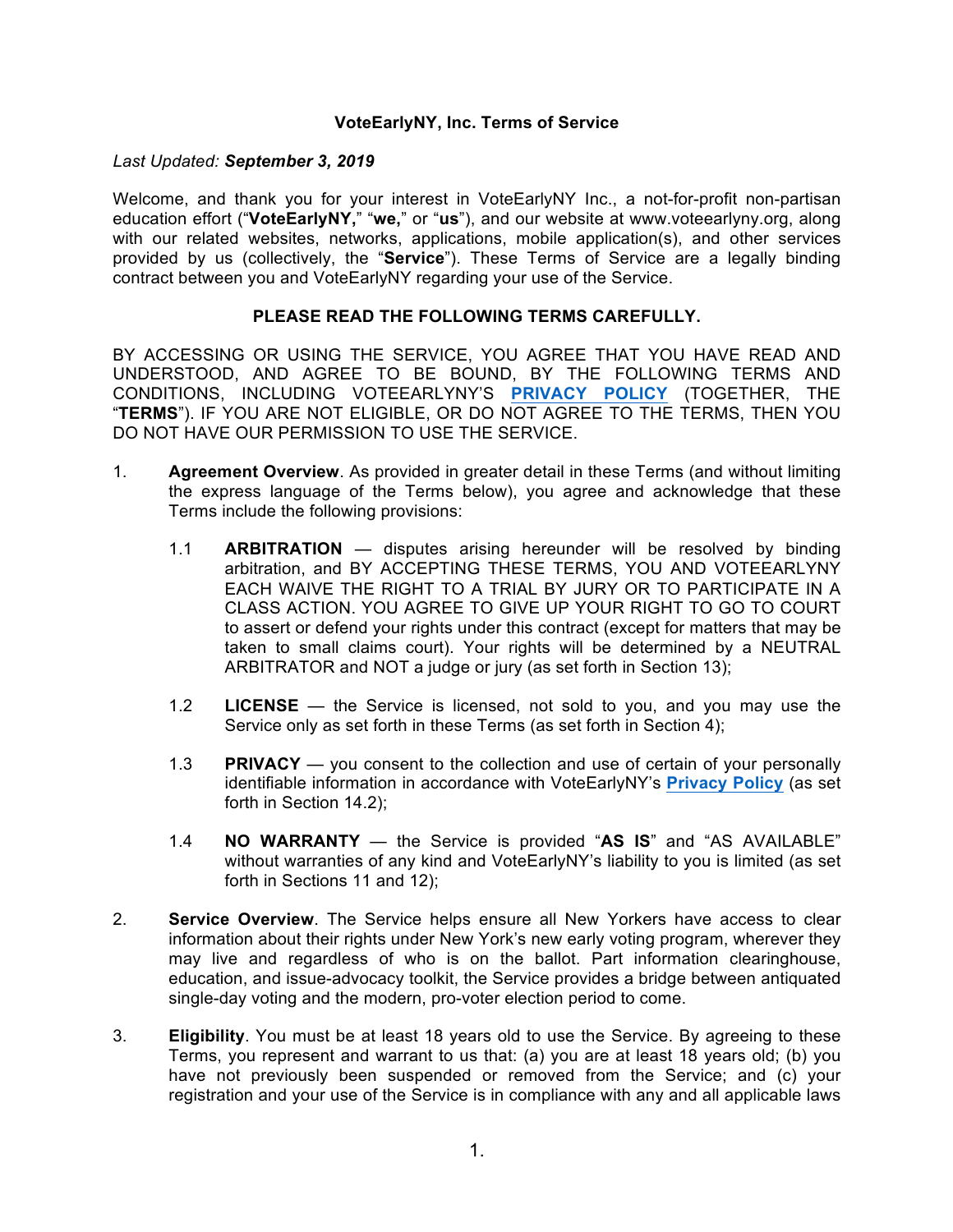**VoteEarlyNY, Inc. Terms of Service**

*Last Updated:* ***September 3, 2019***

Welcome, and thank you for your interest in VoteEarlyNY Inc., a not-for-profit non-partisan education effort ("**VoteEarlyNY,**" "**we,**" or "**us**"), and our website at www.voteearlyny.org, along with our related websites, networks, applications, mobile application(s), and other services provided by us (collectively, the "**Service**"). These Terms of Service are a legally binding contract between you and VoteEarlyNY regarding your use of the Service.

**PLEASE READ THE FOLLOWING TERMS CAREFULLY.**

BY ACCESSING OR USING THE SERVICE, YOU AGREE THAT YOU HAVE READ AND UNDERSTOOD, AND AGREE TO BE BOUND, BY THE FOLLOWING TERMS AND CONDITIONS, INCLUDING VOTEEARLYNY'S **PRIVACY POLICY** (TOGETHER, THE "**TERMS**"). IF YOU ARE NOT ELIGIBLE, OR DO NOT AGREE TO THE TERMS, THEN YOU DO NOT HAVE OUR PERMISSION TO USE THE SERVICE.

1. **Agreement Overview**. As provided in greater detail in these Terms (and without limiting the express language of the Terms below), you agree and acknowledge that these Terms include the following provisions:

    1.1 **ARBITRATION** — disputes arising hereunder will be resolved by binding arbitration, and BY ACCEPTING THESE TERMS, YOU AND VOTEEARLYNY EACH WAIVE THE RIGHT TO A TRIAL BY JURY OR TO PARTICIPATE IN A CLASS ACTION. YOU AGREE TO GIVE UP YOUR RIGHT TO GO TO COURT to assert or defend your rights under this contract (except for matters that may be taken to small claims court). Your rights will be determined by a NEUTRAL ARBITRATOR and NOT a judge or jury (as set forth in Section 13);

    1.2 **LICENSE** — the Service is licensed, not sold to you, and you may use the Service only as set forth in these Terms (as set forth in Section 4);

    1.3 **PRIVACY** — you consent to the collection and use of certain of your personally identifiable information in accordance with VoteEarlyNY's **Privacy Policy** (as set forth in Section 14.2);

    1.4 **NO WARRANTY** — the Service is provided "**AS IS**" and "AS AVAILABLE" without warranties of any kind and VoteEarlyNY's liability to you is limited (as set forth in Sections 11 and 12);

2. **Service Overview**. The Service helps ensure all New Yorkers have access to clear information about their rights under New York's new early voting program, wherever they may live and regardless of who is on the ballot. Part information clearinghouse, education, and issue-advocacy toolkit, the Service provides a bridge between antiquated single-day voting and the modern, pro-voter election period to come.

3. **Eligibility**. You must be at least 18 years old to use the Service. By agreeing to these Terms, you represent and warrant to us that: (a) you are at least 18 years old; (b) you have not previously been suspended or removed from the Service; and (c) your registration and your use of the Service is in compliance with any and all applicable laws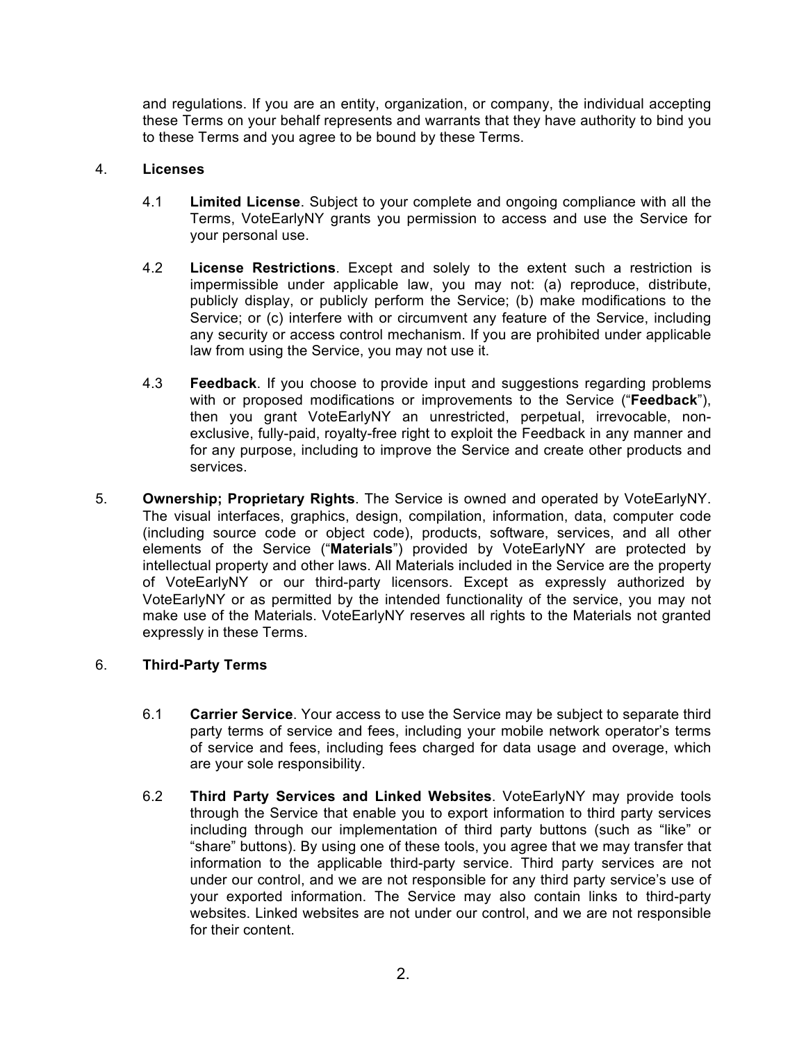and regulations. If you are an entity, organization, or company, the individual accepting these Terms on your behalf represents and warrants that they have authority to bind you to these Terms and you agree to be bound by these Terms.

4. **Licenses**

4.1 **Limited License**. Subject to your complete and ongoing compliance with all the Terms, VoteEarlyNY grants you permission to access and use the Service for your personal use.

4.2 **License Restrictions**. Except and solely to the extent such a restriction is impermissible under applicable law, you may not: (a) reproduce, distribute, publicly display, or publicly perform the Service; (b) make modifications to the Service; or (c) interfere with or circumvent any feature of the Service, including any security or access control mechanism. If you are prohibited under applicable law from using the Service, you may not use it.

4.3 **Feedback**. If you choose to provide input and suggestions regarding problems with or proposed modifications or improvements to the Service ("**Feedback**"), then you grant VoteEarlyNY an unrestricted, perpetual, irrevocable, non-exclusive, fully-paid, royalty-free right to exploit the Feedback in any manner and for any purpose, including to improve the Service and create other products and services.

5. **Ownership; Proprietary Rights**. The Service is owned and operated by VoteEarlyNY. The visual interfaces, graphics, design, compilation, information, data, computer code (including source code or object code), products, software, services, and all other elements of the Service ("**Materials**") provided by VoteEarlyNY are protected by intellectual property and other laws. All Materials included in the Service are the property of VoteEarlyNY or our third-party licensors. Except as expressly authorized by VoteEarlyNY or as permitted by the intended functionality of the service, you may not make use of the Materials. VoteEarlyNY reserves all rights to the Materials not granted expressly in these Terms.

6. **Third-Party Terms**

6.1 **Carrier Service**. Your access to use the Service may be subject to separate third party terms of service and fees, including your mobile network operator's terms of service and fees, including fees charged for data usage and overage, which are your sole responsibility.

6.2 **Third Party Services and Linked Websites**. VoteEarlyNY may provide tools through the Service that enable you to export information to third party services including through our implementation of third party buttons (such as "like" or "share" buttons). By using one of these tools, you agree that we may transfer that information to the applicable third-party service. Third party services are not under our control, and we are not responsible for any third party service's use of your exported information. The Service may also contain links to third-party websites. Linked websites are not under our control, and we are not responsible for their content.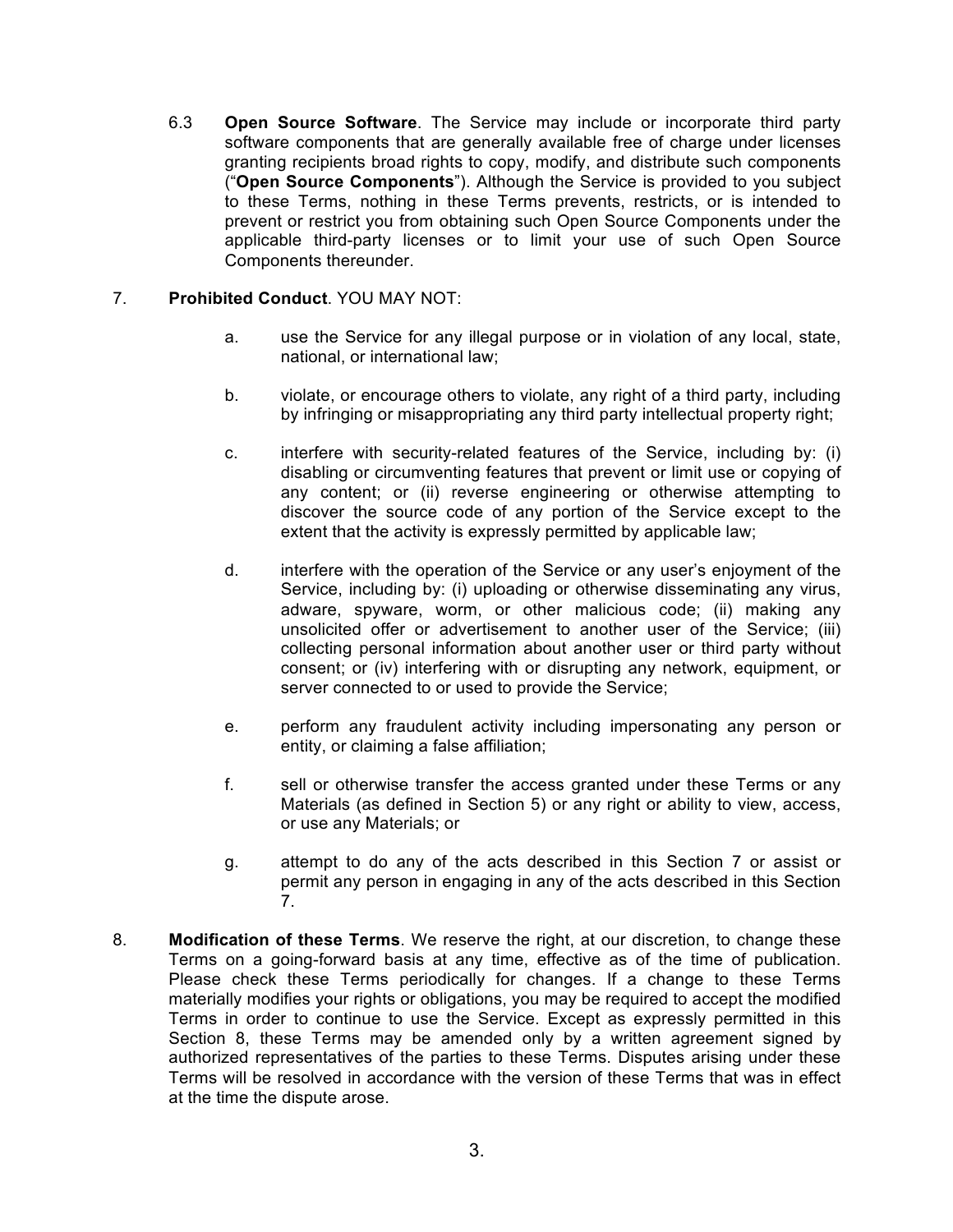6.3 **Open Source Software**. The Service may include or incorporate third party software components that are generally available free of charge under licenses granting recipients broad rights to copy, modify, and distribute such components (“**Open Source Components**”). Although the Service is provided to you subject to these Terms, nothing in these Terms prevents, restricts, or is intended to prevent or restrict you from obtaining such Open Source Components under the applicable third-party licenses or to limit your use of such Open Source Components thereunder.

7. **Prohibited Conduct**. YOU MAY NOT:

   a. use the Service for any illegal purpose or in violation of any local, state, national, or international law;

   b. violate, or encourage others to violate, any right of a third party, including by infringing or misappropriating any third party intellectual property right;

   c. interfere with security-related features of the Service, including by: (i) disabling or circumventing features that prevent or limit use or copying of any content; or (ii) reverse engineering or otherwise attempting to discover the source code of any portion of the Service except to the extent that the activity is expressly permitted by applicable law;

   d. interfere with the operation of the Service or any user’s enjoyment of the Service, including by: (i) uploading or otherwise disseminating any virus, adware, spyware, worm, or other malicious code; (ii) making any unsolicited offer or advertisement to another user of the Service; (iii) collecting personal information about another user or third party without consent; or (iv) interfering with or disrupting any network, equipment, or server connected to or used to provide the Service;

   e. perform any fraudulent activity including impersonating any person or entity, or claiming a false affiliation;

   f. sell or otherwise transfer the access granted under these Terms or any Materials (as defined in Section 5) or any right or ability to view, access, or use any Materials; or

   g. attempt to do any of the acts described in this Section 7 or assist or permit any person in engaging in any of the acts described in this Section 7.

8. **Modification of these Terms**. We reserve the right, at our discretion, to change these Terms on a going-forward basis at any time, effective as of the time of publication. Please check these Terms periodically for changes. If a change to these Terms materially modifies your rights or obligations, you may be required to accept the modified Terms in order to continue to use the Service. Except as expressly permitted in this Section 8, these Terms may be amended only by a written agreement signed by authorized representatives of the parties to these Terms. Disputes arising under these Terms will be resolved in accordance with the version of these Terms that was in effect at the time the dispute arose.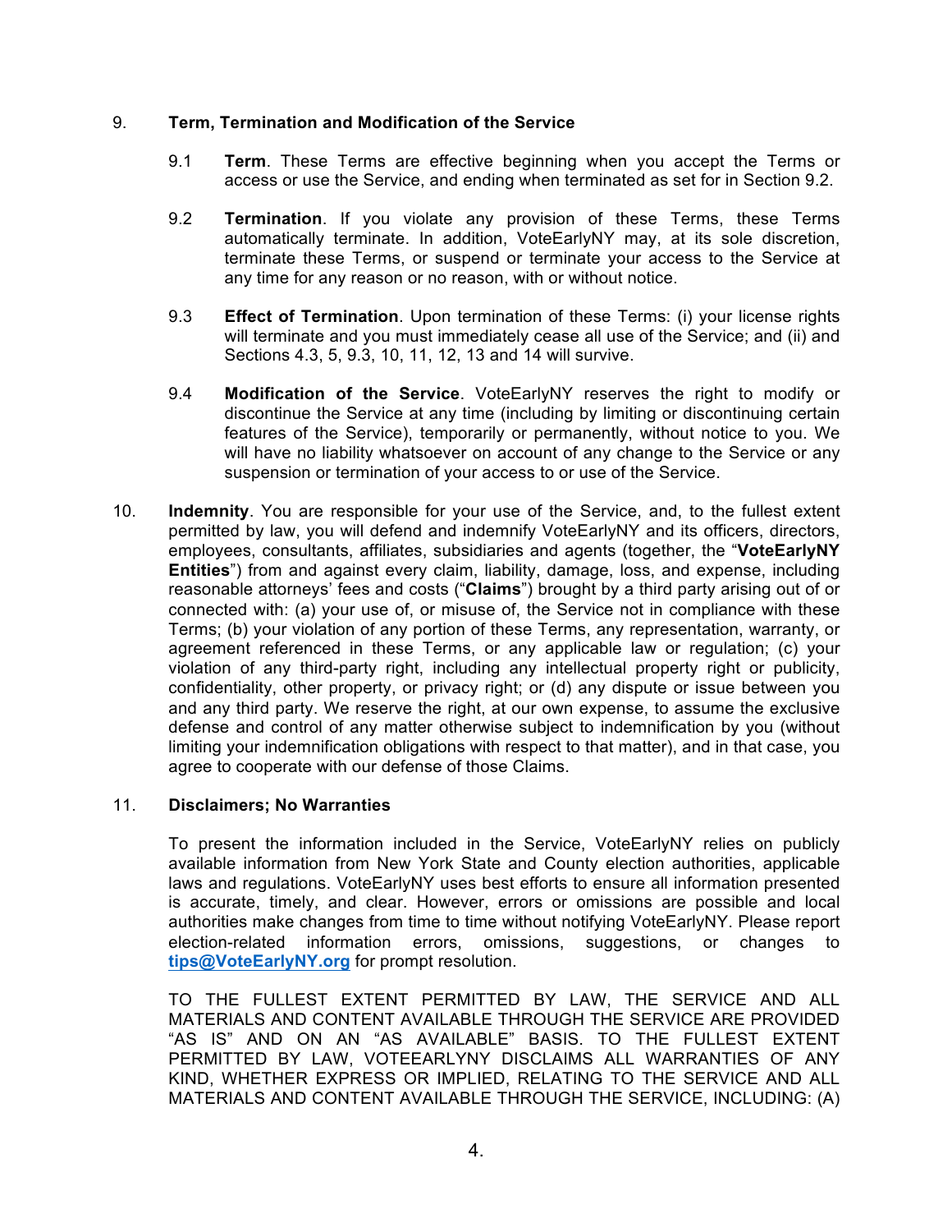9. **Term, Termination and Modification of the Service**

   9.1 **Term**. These Terms are effective beginning when you accept the Terms or access or use the Service, and ending when terminated as set for in Section 9.2.

   9.2 **Termination**. If you violate any provision of these Terms, these Terms automatically terminate. In addition, VoteEarlyNY may, at its sole discretion, terminate these Terms, or suspend or terminate your access to the Service at any time for any reason or no reason, with or without notice.

   9.3 **Effect of Termination**. Upon termination of these Terms: (i) your license rights will terminate and you must immediately cease all use of the Service; and (ii) and Sections 4.3, 5, 9.3, 10, 11, 12, 13 and 14 will survive.

   9.4 **Modification of the Service**. VoteEarlyNY reserves the right to modify or discontinue the Service at any time (including by limiting or discontinuing certain features of the Service), temporarily or permanently, without notice to you. We will have no liability whatsoever on account of any change to the Service or any suspension or termination of your access to or use of the Service.

10. **Indemnity**. You are responsible for your use of the Service, and, to the fullest extent permitted by law, you will defend and indemnify VoteEarlyNY and its officers, directors, employees, consultants, affiliates, subsidiaries and agents (together, the "**VoteEarlyNY Entities**") from and against every claim, liability, damage, loss, and expense, including reasonable attorneys' fees and costs ("**Claims**") brought by a third party arising out of or connected with: (a) your use of, or misuse of, the Service not in compliance with these Terms; (b) your violation of any portion of these Terms, any representation, warranty, or agreement referenced in these Terms, or any applicable law or regulation; (c) your violation of any third-party right, including any intellectual property right or publicity, confidentiality, other property, or privacy right; or (d) any dispute or issue between you and any third party. We reserve the right, at our own expense, to assume the exclusive defense and control of any matter otherwise subject to indemnification by you (without limiting your indemnification obligations with respect to that matter), and in that case, you agree to cooperate with our defense of those Claims.

11. **Disclaimers; No Warranties**

   To present the information included in the Service, VoteEarlyNY relies on publicly available information from New York State and County election authorities, applicable laws and regulations. VoteEarlyNY uses best efforts to ensure all information presented is accurate, timely, and clear. However, errors or omissions are possible and local authorities make changes from time to time without notifying VoteEarlyNY. Please report election-related information errors, omissions, suggestions, or changes to **tips@VoteEarlyNY.org** for prompt resolution.

   TO THE FULLEST EXTENT PERMITTED BY LAW, THE SERVICE AND ALL MATERIALS AND CONTENT AVAILABLE THROUGH THE SERVICE ARE PROVIDED "AS IS" AND ON AN "AS AVAILABLE" BASIS. TO THE FULLEST EXTENT PERMITTED BY LAW, VOTEEARLYNY DISCLAIMS ALL WARRANTIES OF ANY KIND, WHETHER EXPRESS OR IMPLIED, RELATING TO THE SERVICE AND ALL MATERIALS AND CONTENT AVAILABLE THROUGH THE SERVICE, INCLUDING: (A)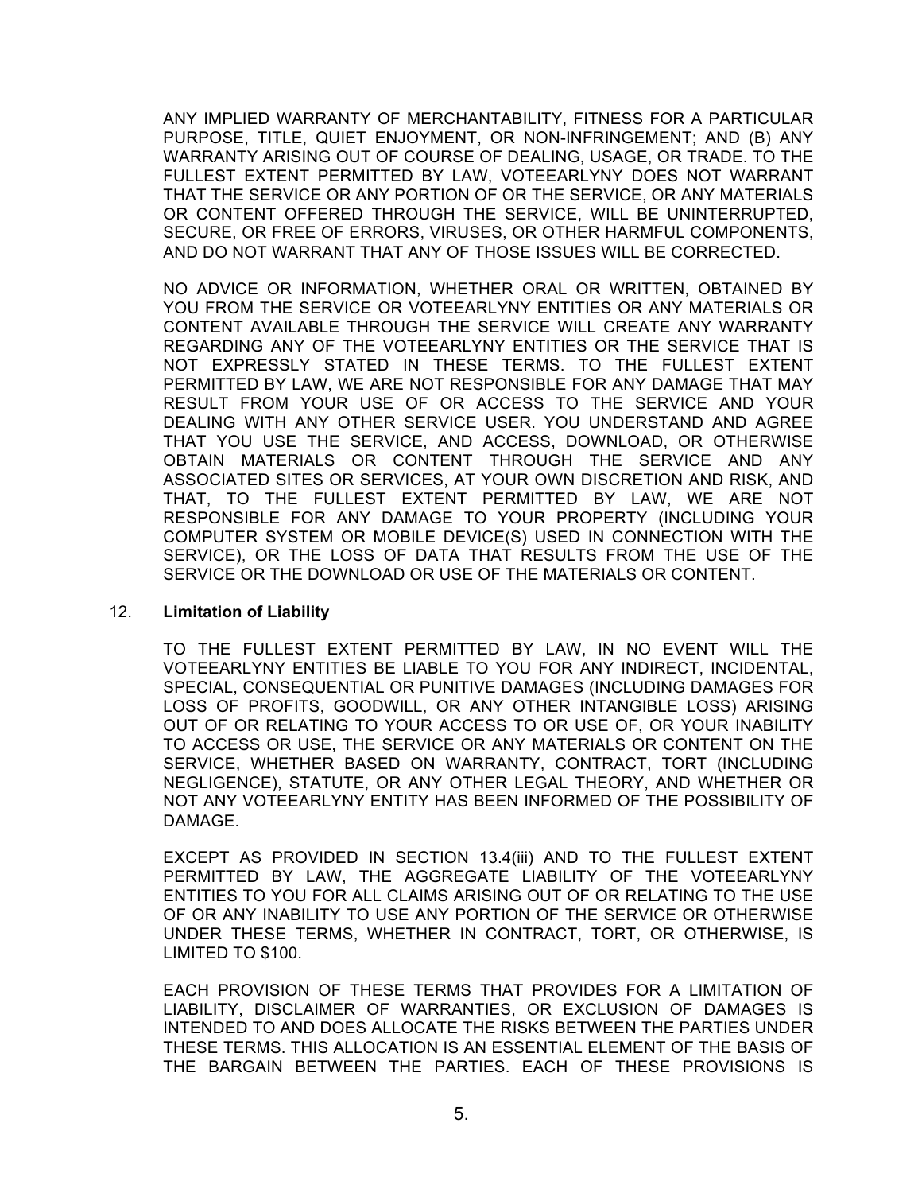ANY IMPLIED WARRANTY OF MERCHANTABILITY, FITNESS FOR A PARTICULAR PURPOSE, TITLE, QUIET ENJOYMENT, OR NON-INFRINGEMENT; AND (B) ANY WARRANTY ARISING OUT OF COURSE OF DEALING, USAGE, OR TRADE. TO THE FULLEST EXTENT PERMITTED BY LAW, VOTEEARLYNY DOES NOT WARRANT THAT THE SERVICE OR ANY PORTION OF OR THE SERVICE, OR ANY MATERIALS OR CONTENT OFFERED THROUGH THE SERVICE, WILL BE UNINTERRUPTED, SECURE, OR FREE OF ERRORS, VIRUSES, OR OTHER HARMFUL COMPONENTS, AND DO NOT WARRANT THAT ANY OF THOSE ISSUES WILL BE CORRECTED.

NO ADVICE OR INFORMATION, WHETHER ORAL OR WRITTEN, OBTAINED BY YOU FROM THE SERVICE OR VOTEEARLYNY ENTITIES OR ANY MATERIALS OR CONTENT AVAILABLE THROUGH THE SERVICE WILL CREATE ANY WARRANTY REGARDING ANY OF THE VOTEEARLYNY ENTITIES OR THE SERVICE THAT IS NOT EXPRESSLY STATED IN THESE TERMS. TO THE FULLEST EXTENT PERMITTED BY LAW, WE ARE NOT RESPONSIBLE FOR ANY DAMAGE THAT MAY RESULT FROM YOUR USE OF OR ACCESS TO THE SERVICE AND YOUR DEALING WITH ANY OTHER SERVICE USER. YOU UNDERSTAND AND AGREE THAT YOU USE THE SERVICE, AND ACCESS, DOWNLOAD, OR OTHERWISE OBTAIN MATERIALS OR CONTENT THROUGH THE SERVICE AND ANY ASSOCIATED SITES OR SERVICES, AT YOUR OWN DISCRETION AND RISK, AND THAT, TO THE FULLEST EXTENT PERMITTED BY LAW, WE ARE NOT RESPONSIBLE FOR ANY DAMAGE TO YOUR PROPERTY (INCLUDING YOUR COMPUTER SYSTEM OR MOBILE DEVICE(S) USED IN CONNECTION WITH THE SERVICE), OR THE LOSS OF DATA THAT RESULTS FROM THE USE OF THE SERVICE OR THE DOWNLOAD OR USE OF THE MATERIALS OR CONTENT.

## 12. **Limitation of Liability**

TO THE FULLEST EXTENT PERMITTED BY LAW, IN NO EVENT WILL THE VOTEEARLYNY ENTITIES BE LIABLE TO YOU FOR ANY INDIRECT, INCIDENTAL, SPECIAL, CONSEQUENTIAL OR PUNITIVE DAMAGES (INCLUDING DAMAGES FOR LOSS OF PROFITS, GOODWILL, OR ANY OTHER INTANGIBLE LOSS) ARISING OUT OF OR RELATING TO YOUR ACCESS TO OR USE OF, OR YOUR INABILITY TO ACCESS OR USE, THE SERVICE OR ANY MATERIALS OR CONTENT ON THE SERVICE, WHETHER BASED ON WARRANTY, CONTRACT, TORT (INCLUDING NEGLIGENCE), STATUTE, OR ANY OTHER LEGAL THEORY, AND WHETHER OR NOT ANY VOTEEARLYNY ENTITY HAS BEEN INFORMED OF THE POSSIBILITY OF DAMAGE.

EXCEPT AS PROVIDED IN SECTION 13.4(iii) AND TO THE FULLEST EXTENT PERMITTED BY LAW, THE AGGREGATE LIABILITY OF THE VOTEEARLYNY ENTITIES TO YOU FOR ALL CLAIMS ARISING OUT OF OR RELATING TO THE USE OF OR ANY INABILITY TO USE ANY PORTION OF THE SERVICE OR OTHERWISE UNDER THESE TERMS, WHETHER IN CONTRACT, TORT, OR OTHERWISE, IS LIMITED TO $100.

EACH PROVISION OF THESE TERMS THAT PROVIDES FOR A LIMITATION OF LIABILITY, DISCLAIMER OF WARRANTIES, OR EXCLUSION OF DAMAGES IS INTENDED TO AND DOES ALLOCATE THE RISKS BETWEEN THE PARTIES UNDER THESE TERMS. THIS ALLOCATION IS AN ESSENTIAL ELEMENT OF THE BASIS OF THE BARGAIN BETWEEN THE PARTIES. EACH OF THESE PROVISIONS IS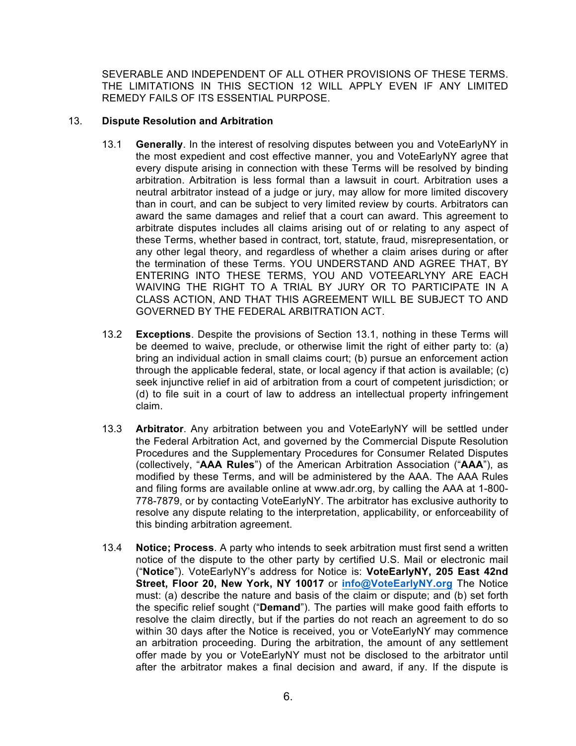SEVERABLE AND INDEPENDENT OF ALL OTHER PROVISIONS OF THESE TERMS. THE LIMITATIONS IN THIS SECTION 12 WILL APPLY EVEN IF ANY LIMITED REMEDY FAILS OF ITS ESSENTIAL PURPOSE.

## 13. Dispute Resolution and Arbitration

13.1 **Generally**. In the interest of resolving disputes between you and VoteEarlyNY in the most expedient and cost effective manner, you and VoteEarlyNY agree that every dispute arising in connection with these Terms will be resolved by binding arbitration. Arbitration is less formal than a lawsuit in court. Arbitration uses a neutral arbitrator instead of a judge or jury, may allow for more limited discovery than in court, and can be subject to very limited review by courts. Arbitrators can award the same damages and relief that a court can award. This agreement to arbitrate disputes includes all claims arising out of or relating to any aspect of these Terms, whether based in contract, tort, statute, fraud, misrepresentation, or any other legal theory, and regardless of whether a claim arises during or after the termination of these Terms. YOU UNDERSTAND AND AGREE THAT, BY ENTERING INTO THESE TERMS, YOU AND VOTEEARLYNY ARE EACH WAIVING THE RIGHT TO A TRIAL BY JURY OR TO PARTICIPATE IN A CLASS ACTION, AND THAT THIS AGREEMENT WILL BE SUBJECT TO AND GOVERNED BY THE FEDERAL ARBITRATION ACT.

13.2 **Exceptions**. Despite the provisions of Section 13.1, nothing in these Terms will be deemed to waive, preclude, or otherwise limit the right of either party to: (a) bring an individual action in small claims court; (b) pursue an enforcement action through the applicable federal, state, or local agency if that action is available; (c) seek injunctive relief in aid of arbitration from a court of competent jurisdiction; or (d) to file suit in a court of law to address an intellectual property infringement claim.

13.3 **Arbitrator**. Any arbitration between you and VoteEarlyNY will be settled under the Federal Arbitration Act, and governed by the Commercial Dispute Resolution Procedures and the Supplementary Procedures for Consumer Related Disputes (collectively, "**AAA Rules**") of the American Arbitration Association ("**AAA**"), as modified by these Terms, and will be administered by the AAA. The AAA Rules and filing forms are available online at www.adr.org, by calling the AAA at 1-800-778-7879, or by contacting VoteEarlyNY. The arbitrator has exclusive authority to resolve any dispute relating to the interpretation, applicability, or enforceability of this binding arbitration agreement.

13.4 **Notice; Process**. A party who intends to seek arbitration must first send a written notice of the dispute to the other party by certified U.S. Mail or electronic mail ("**Notice**"). VoteEarlyNY's address for Notice is: **VoteEarlyNY, 205 East 42nd Street, Floor 20, New York, NY 10017** or **info@VoteEarlyNY.org** The Notice must: (a) describe the nature and basis of the claim or dispute; and (b) set forth the specific relief sought ("**Demand**"). The parties will make good faith efforts to resolve the claim directly, but if the parties do not reach an agreement to do so within 30 days after the Notice is received, you or VoteEarlyNY may commence an arbitration proceeding. During the arbitration, the amount of any settlement offer made by you or VoteEarlyNY must not be disclosed to the arbitrator until after the arbitrator makes a final decision and award, if any. If the dispute is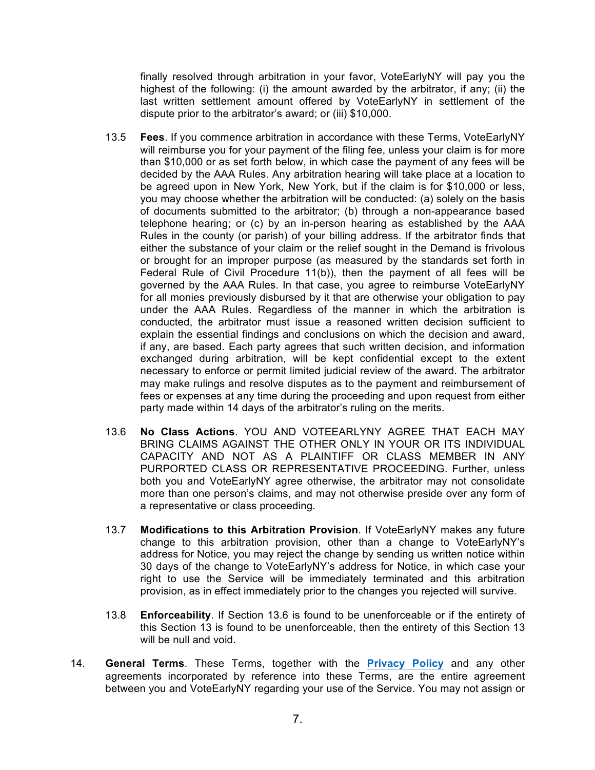finally resolved through arbitration in your favor, VoteEarlyNY will pay you the highest of the following: (i) the amount awarded by the arbitrator, if any; (ii) the last written settlement amount offered by VoteEarlyNY in settlement of the dispute prior to the arbitrator's award; or (iii) $10,000.

13.5 **Fees**. If you commence arbitration in accordance with these Terms, VoteEarlyNY will reimburse you for your payment of the filing fee, unless your claim is for more than $10,000 or as set forth below, in which case the payment of any fees will be decided by the AAA Rules. Any arbitration hearing will take place at a location to be agreed upon in New York, New York, but if the claim is for $10,000 or less, you may choose whether the arbitration will be conducted: (a) solely on the basis of documents submitted to the arbitrator; (b) through a non-appearance based telephone hearing; or (c) by an in-person hearing as established by the AAA Rules in the county (or parish) of your billing address. If the arbitrator finds that either the substance of your claim or the relief sought in the Demand is frivolous or brought for an improper purpose (as measured by the standards set forth in Federal Rule of Civil Procedure 11(b)), then the payment of all fees will be governed by the AAA Rules. In that case, you agree to reimburse VoteEarlyNY for all monies previously disbursed by it that are otherwise your obligation to pay under the AAA Rules. Regardless of the manner in which the arbitration is conducted, the arbitrator must issue a reasoned written decision sufficient to explain the essential findings and conclusions on which the decision and award, if any, are based. Each party agrees that such written decision, and information exchanged during arbitration, will be kept confidential except to the extent necessary to enforce or permit limited judicial review of the award. The arbitrator may make rulings and resolve disputes as to the payment and reimbursement of fees or expenses at any time during the proceeding and upon request from either party made within 14 days of the arbitrator's ruling on the merits.

13.6 **No Class Actions**. YOU AND VOTEEARLYNY AGREE THAT EACH MAY BRING CLAIMS AGAINST THE OTHER ONLY IN YOUR OR ITS INDIVIDUAL CAPACITY AND NOT AS A PLAINTIFF OR CLASS MEMBER IN ANY PURPORTED CLASS OR REPRESENTATIVE PROCEEDING. Further, unless both you and VoteEarlyNY agree otherwise, the arbitrator may not consolidate more than one person's claims, and may not otherwise preside over any form of a representative or class proceeding.

13.7 **Modifications to this Arbitration Provision**. If VoteEarlyNY makes any future change to this arbitration provision, other than a change to VoteEarlyNY's address for Notice, you may reject the change by sending us written notice within 30 days of the change to VoteEarlyNY's address for Notice, in which case your right to use the Service will be immediately terminated and this arbitration provision, as in effect immediately prior to the changes you rejected will survive.

13.8 **Enforceability**. If Section 13.6 is found to be unenforceable or if the entirety of this Section 13 is found to be unenforceable, then the entirety of this Section 13 will be null and void.

14. **General Terms**. These Terms, together with the **Privacy Policy** and any other agreements incorporated by reference into these Terms, are the entire agreement between you and VoteEarlyNY regarding your use of the Service. You may not assign or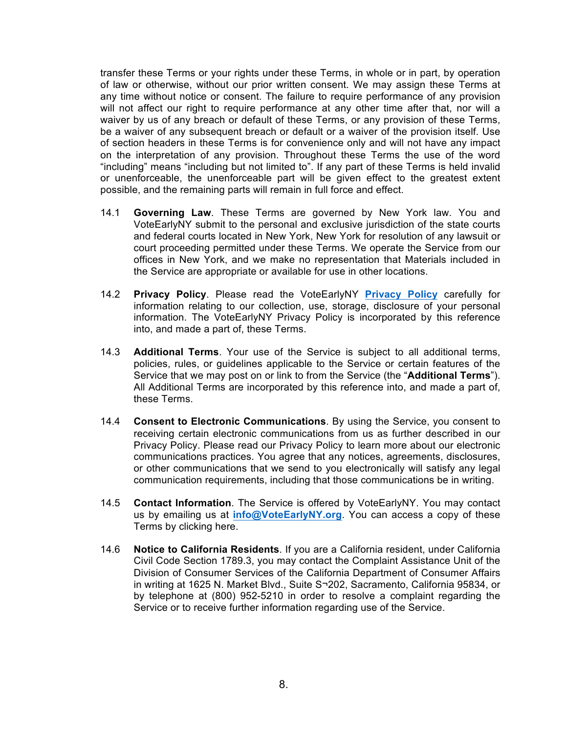transfer these Terms or your rights under these Terms, in whole or in part, by operation of law or otherwise, without our prior written consent. We may assign these Terms at any time without notice or consent. The failure to require performance of any provision will not affect our right to require performance at any other time after that, nor will a waiver by us of any breach or default of these Terms, or any provision of these Terms, be a waiver of any subsequent breach or default or a waiver of the provision itself. Use of section headers in these Terms is for convenience only and will not have any impact on the interpretation of any provision. Throughout these Terms the use of the word "including" means "including but not limited to". If any part of these Terms is held invalid or unenforceable, the unenforceable part will be given effect to the greatest extent possible, and the remaining parts will remain in full force and effect.

14.1 **Governing Law**. These Terms are governed by New York law. You and VoteEarlyNY submit to the personal and exclusive jurisdiction of the state courts and federal courts located in New York, New York for resolution of any lawsuit or court proceeding permitted under these Terms. We operate the Service from our offices in New York, and we make no representation that Materials included in the Service are appropriate or available for use in other locations.

14.2 **Privacy Policy**. Please read the VoteEarlyNY **Privacy Policy** carefully for information relating to our collection, use, storage, disclosure of your personal information. The VoteEarlyNY Privacy Policy is incorporated by this reference into, and made a part of, these Terms.

14.3 **Additional Terms**. Your use of the Service is subject to all additional terms, policies, rules, or guidelines applicable to the Service or certain features of the Service that we may post on or link to from the Service (the "**Additional Terms**"). All Additional Terms are incorporated by this reference into, and made a part of, these Terms.

14.4 **Consent to Electronic Communications**. By using the Service, you consent to receiving certain electronic communications from us as further described in our Privacy Policy. Please read our Privacy Policy to learn more about our electronic communications practices. You agree that any notices, agreements, disclosures, or other communications that we send to you electronically will satisfy any legal communication requirements, including that those communications be in writing.

14.5 **Contact Information**. The Service is offered by VoteEarlyNY. You may contact us by emailing us at **info@VoteEarlyNY.org**. You can access a copy of these Terms by clicking here.

14.6 **Notice to California Residents**. If you are a California resident, under California Civil Code Section 1789.3, you may contact the Complaint Assistance Unit of the Division of Consumer Services of the California Department of Consumer Affairs in writing at 1625 N. Market Blvd., Suite S¬202, Sacramento, California 95834, or by telephone at (800) 952-5210 in order to resolve a complaint regarding the Service or to receive further information regarding use of the Service.